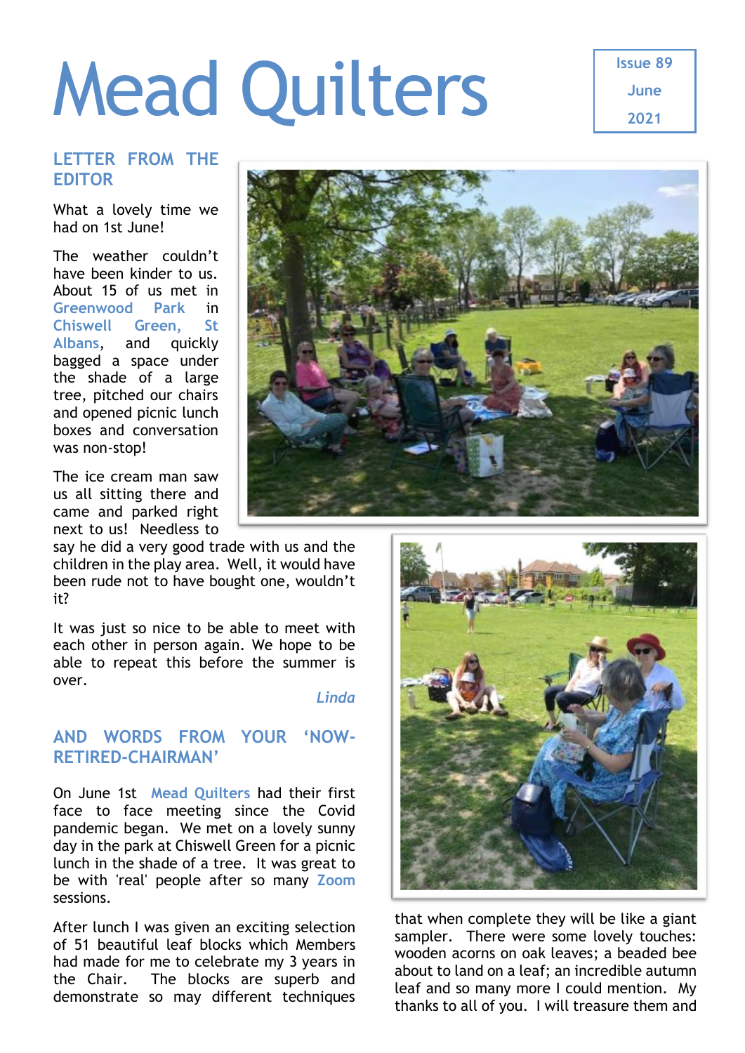# Mead Quilters

Issue 89

June

2021

## LETTER FROM THE EDITOR

What a lovely time we had on 1st June!

The weather couldn't have been kinder to us. About 15 of us met in Greenwood Park in Chiswell Green, St Albans, and quickly bagged a space under the shade of a large tree, pitched our chairs and opened picnic lunch boxes and conversation was non-stop!

The ice cream man saw us all sitting there and came and parked right next to us! Needless to say he did a very good trade with us and the children in the play area. Well, it would have been rude not to have bought one, wouldn't it?

It was just so nice to be able to meet with each other in person again. We hope to be able to repeat this before the summer is over.

*Linda*

## AND WORDS FROM YOUR 'NOW-RETIRED-CHAIRMAN'

On June 1st Mead Quilters had their first face to face meeting since the Covid pandemic began. We met on a lovely sunny day in the park at Chiswell Green for a picnic lunch in the shade of a tree. It was great to be with 'real' people after so many Zoom sessions.

After lunch I was given an exciting selection of 51 beautiful leaf blocks which Members had made for me to celebrate my 3 years in the Chair. The blocks are superb and demonstrate so may different techniques that when complete they will be like a giant sampler. There were some lovely touches: wooden acorns on oak leaves; a beaded bee about to land on a leaf; an incredible autumn leaf and so many more I could mention. My thanks to all of you. I will treasure them and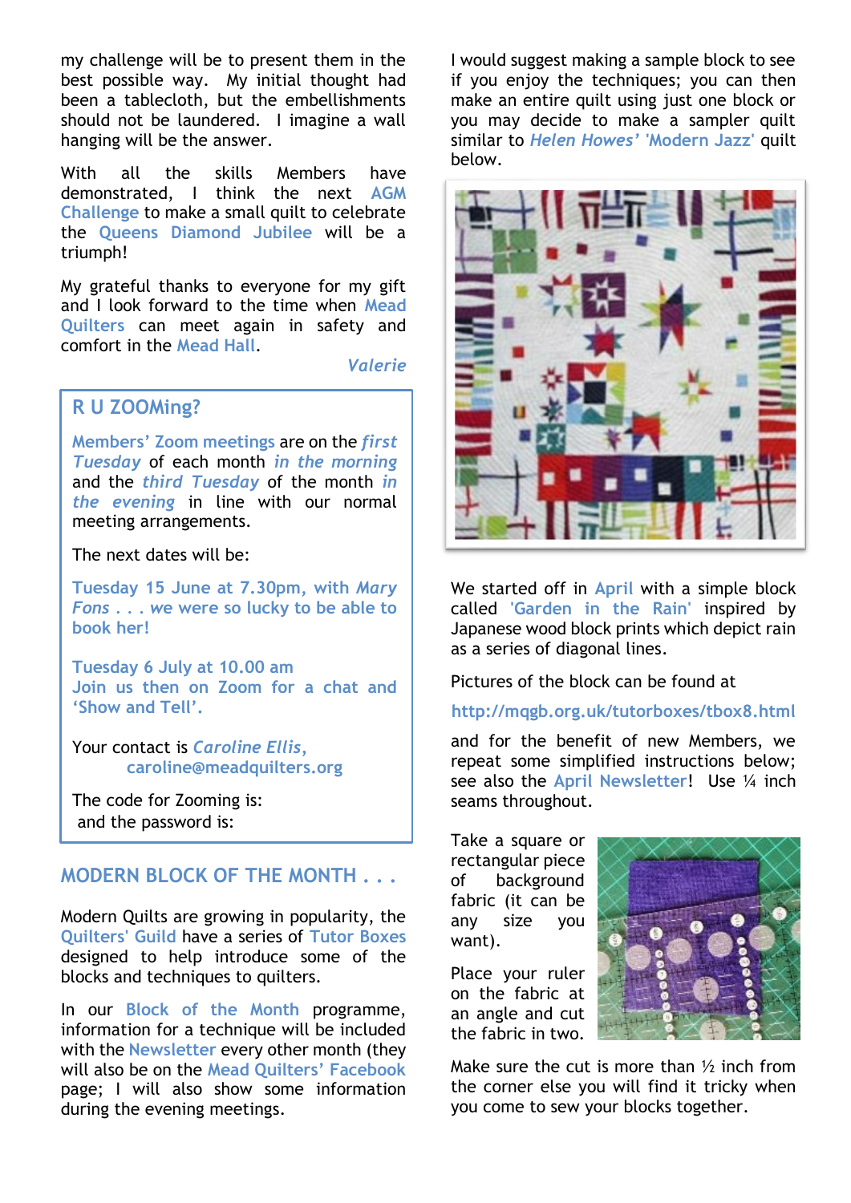my challenge will be to present them in the best possible way. My initial thought had been a tablecloth, but the embellishments should not be laundered. I imagine a wall hanging will be the answer.

With all the skills Members have demonstrated, I think the next AGM Challenge to make a small quilt to celebrate the Queens Diamond Jubilee will be a triumph!

My grateful thanks to everyone for my gift and I look forward to the time when Mead Quilters can meet again in safety and comfort in the Mead Hall.

*Valerie*

## R U ZOOMing?

Members' Zoom meetings are on the *first Tuesday* of each month *in the morning* and the *third Tuesday* of the month *in the evening* in line with our normal meeting arrangements.

The next dates will be:

Tuesday 15 June at 7.30pm, with *Mary Fons* . . . we were so lucky to be able to book her!

Tuesday 6 July at 10.00 am
Join us then on Zoom for a chat and 'Show and Tell'.

Your contact is *Caroline Ellis*,
caroline@meadquilters.org

The code for Zooming is:
and the password is:

## MODERN BLOCK OF THE MONTH . . .

Modern Quilts are growing in popularity, the Quilters' Guild have a series of Tutor Boxes designed to help introduce some of the blocks and techniques to quilters.

In our Block of the Month programme, information for a technique will be included with the Newsletter every other month (they will also be on the Mead Quilters' Facebook page; I will also show some information during the evening meetings.

I would suggest making a sample block to see if you enjoy the techniques; you can then make an entire quilt using just one block or you may decide to make a sampler quilt similar to *Helen Howes'* 'Modern Jazz' quilt below.

We started off in April with a simple block called 'Garden in the Rain' inspired by Japanese wood block prints which depict rain as a series of diagonal lines.

Pictures of the block can be found at

http://mqgb.org.uk/tutorboxes/tbox8.html

and for the benefit of new Members, we repeat some simplified instructions below; see also the April Newsletter! Use ¼ inch seams throughout.

Take a square or rectangular piece of background fabric (it can be any size you want).

Place your ruler on the fabric at an angle and cut the fabric in two.

Make sure the cut is more than ½ inch from the corner else you will find it tricky when you come to sew your blocks together.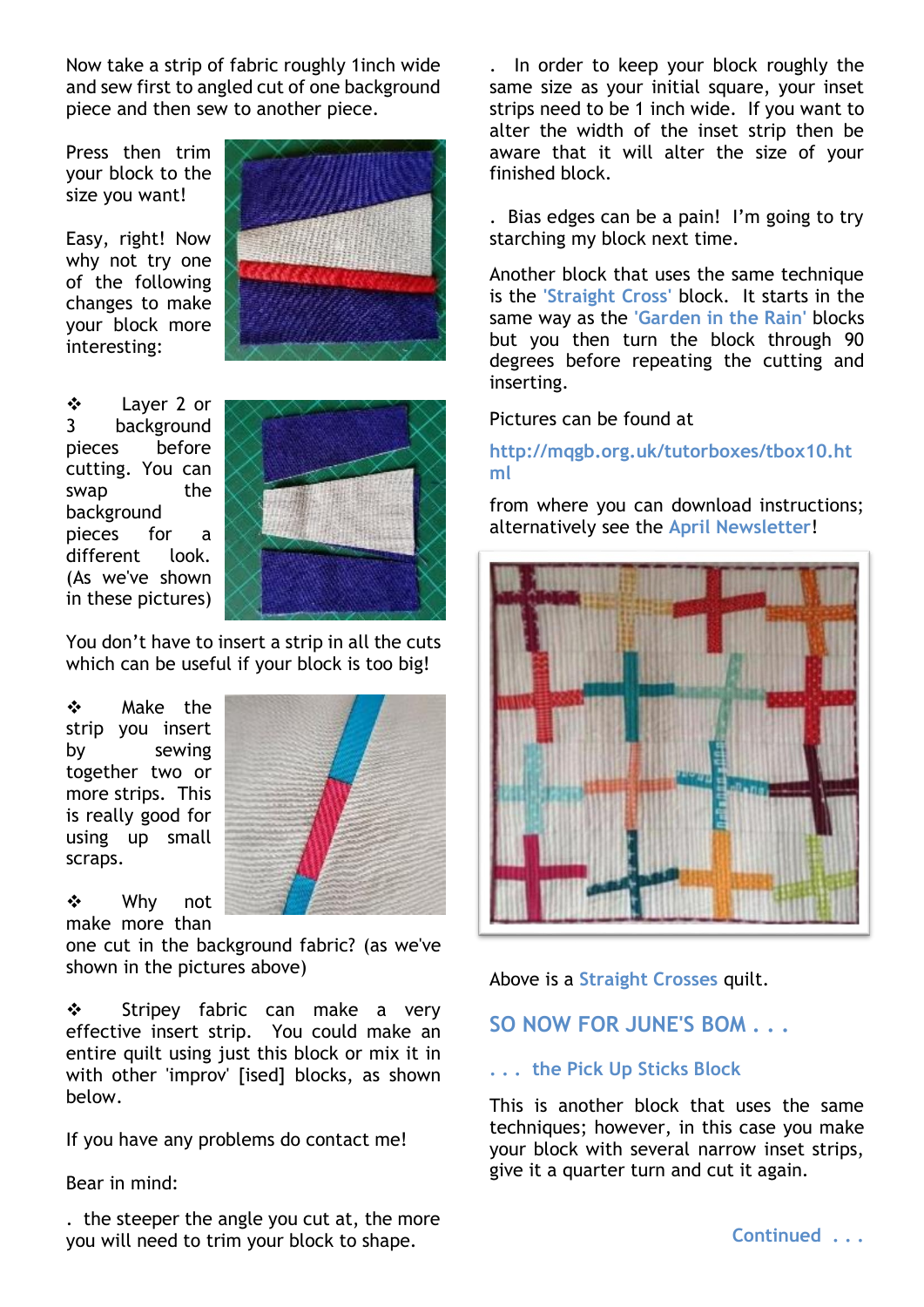Now take a strip of fabric roughly 1inch wide and sew first to angled cut of one background piece and then sew to another piece.

Press then trim your block to the size you want!

Easy, right! Now why not try one of the following changes to make your block more interesting:

❖ Layer 2 or 3 background pieces before cutting. You can swap the background pieces for a different look. (As we've shown in these pictures)

You don't have to insert a strip in all the cuts which can be useful if your block is too big!

❖ Make the strip you insert by sewing together two or more strips. This is really good for using up small scraps.

❖ Why not make more than one cut in the background fabric? (as we've shown in the pictures above)

❖ Stripey fabric can make a very effective insert strip. You could make an entire quilt using just this block or mix it in with other 'improv' [ised] blocks, as shown below.

If you have any problems do contact me!

Bear in mind:

. the steeper the angle you cut at, the more you will need to trim your block to shape.

. In order to keep your block roughly the same size as your initial square, your inset strips need to be 1 inch wide. If you want to alter the width of the inset strip then be aware that it will alter the size of your finished block.

. Bias edges can be a pain! I'm going to try starching my block next time.

Another block that uses the same technique is the 'Straight Cross' block. It starts in the same way as the 'Garden in the Rain' blocks but you then turn the block through 90 degrees before repeating the cutting and inserting.

Pictures can be found at

http://mqgb.org.uk/tutorboxes/tbox10.html

from where you can download instructions; alternatively see the April Newsletter!

Above is a Straight Crosses quilt.

## SO NOW FOR JUNE'S BOM . . .

### . . . the Pick Up Sticks Block

This is another block that uses the same techniques; however, in this case you make your block with several narrow inset strips, give it a quarter turn and cut it again.

Continued . . .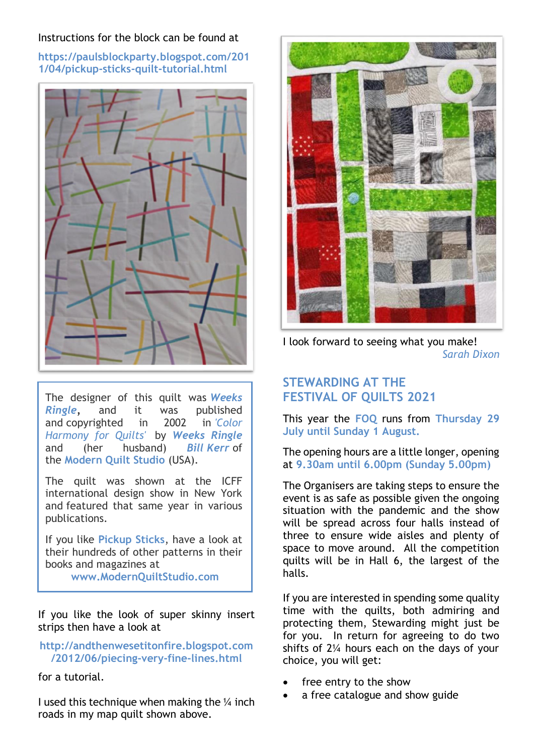Instructions for the block can be found at

https://paulsblockparty.blogspot.com/2011/04/pickup-sticks-quilt-tutorial.html

The designer of this quilt was ***Weeks Ringle***, and it was published and copyrighted in 2002 in *'Color Harmony for Quilts'* by ***Weeks Ringle*** and (her husband) ***Bill Kerr*** of the **Modern Quilt Studio** (USA).

The quilt was shown at the ICFF international design show in New York and featured that same year in various publications.

If you like **Pickup Sticks**, have a look at their hundreds of other patterns in their books and magazines at **www.ModernQuiltStudio.com**

If you like the look of super skinny insert strips then have a look at

**http://andthenwesetitonfire.blogspot.com/2012/06/piecing-very-fine-lines.html**

for a tutorial.

I used this technique when making the ¼ inch roads in my map quilt shown above.

I look forward to seeing what you make!

*Sarah Dixon*

## STEWARDING AT THE FESTIVAL OF QUILTS 2021

This year the **FOQ** runs from **Thursday 29 July until Sunday 1 August.**

The opening hours are a little longer, opening at **9.30am until 6.00pm (Sunday 5.00pm)**

The Organisers are taking steps to ensure the event is as safe as possible given the ongoing situation with the pandemic and the show will be spread across four halls instead of three to ensure wide aisles and plenty of space to move around. All the competition quilts will be in Hall 6, the largest of the halls.

If you are interested in spending some quality time with the quilts, both admiring and protecting them, Stewarding might just be for you. In return for agreeing to do two shifts of 2¼ hours each on the days of your choice, you will get:

- free entry to the show
- a free catalogue and show guide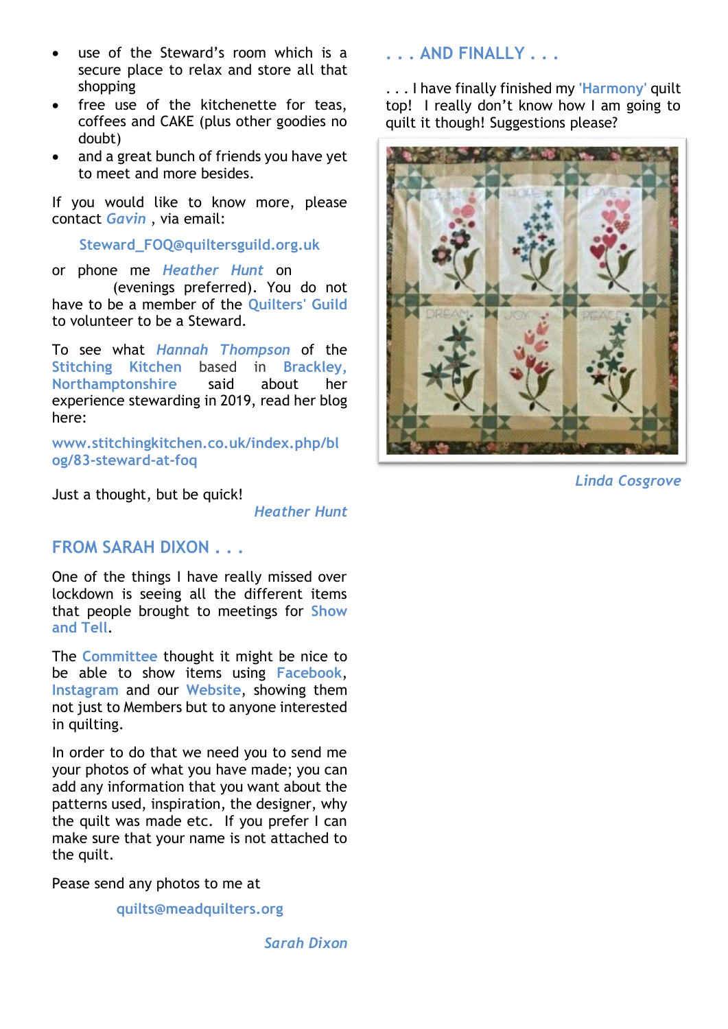- use of the Steward's room which is a secure place to relax and store all that shopping
- free use of the kitchenette for teas, coffees and CAKE (plus other goodies no doubt)
- and a great bunch of friends you have yet to meet and more besides.

If you would like to know more, please contact *Gavin* , via email:

Steward_FOQ@quiltersguild.org.uk

or phone me *Heather Hunt* on (evenings preferred). You do not have to be a member of the Quilters' Guild to volunteer to be a Steward.

To see what *Hannah Thompson* of the Stitching Kitchen based in Brackley, Northamptonshire said about her experience stewarding in 2019, read her blog here:

www.stitchingkitchen.co.uk/index.php/blog/83-steward-at-foq

Just a thought, but be quick!

*Heather Hunt*

## FROM SARAH DIXON . . .

One of the things I have really missed over lockdown is seeing all the different items that people brought to meetings for Show and Tell.

The Committee thought it might be nice to be able to show items using Facebook, Instagram and our Website, showing them not just to Members but to anyone interested in quilting.

In order to do that we need you to send me your photos of what you have made; you can add any information that you want about the patterns used, inspiration, the designer, why the quilt was made etc. If you prefer I can make sure that your name is not attached to the quilt.

Pease send any photos to me at

quilts@meadquilters.org

*Sarah Dixon*

## . . . AND FINALLY . . .

. . . I have finally finished my 'Harmony' quilt top! I really don't know how I am going to quilt it though! Suggestions please?

*Linda Cosgrove*